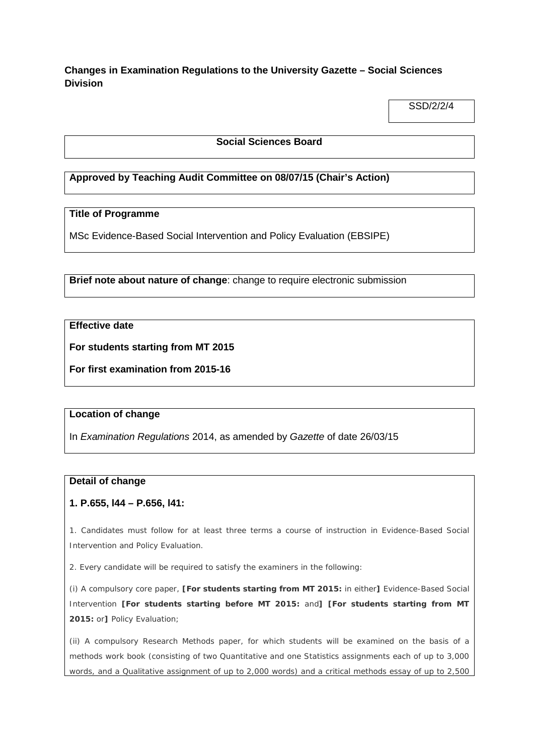**Changes in Examination Regulations to the University Gazette – Social Sciences Division**

SSD/2/2/4

**Social Sciences Board**

**Approved by Teaching Audit Committee on 08/07/15 (Chair's Action)**

**Title of Programme**

MSc Evidence-Based Social Intervention and Policy Evaluation (EBSIPE)

**Brief note about nature of change**: change to require electronic submission

**Effective date**

**For students starting from MT 2015**

**For first examination from 2015-16**

**Location of change**

In *Examination Regulations* 2014, as amended by *Gazette* of date 26/03/15

**Detail of change**

**1. P.655, l44 – P.656, l41:**

1. Candidates must follow for at least three terms a course of instruction in Evidence-Based Social Intervention and Policy Evaluation.

2. Every candidate will be required to satisfy the examiners in the following:

(i) A compulsory core paper, **[For students starting from MT 2015:** in either**]** Evidence-Based Social Intervention **[For students starting before MT 2015:** and**]** **[For students starting from MT 2015:** or**]** Policy Evaluation;

(ii) A compulsory Research Methods paper, for which students will be examined on the basis of a methods work book (consisting of two Quantitative and one Statistics assignments each of up to 3,000 words, and a Qualitative assignment of up to 2,000 words) and a critical methods essay of up to 2,500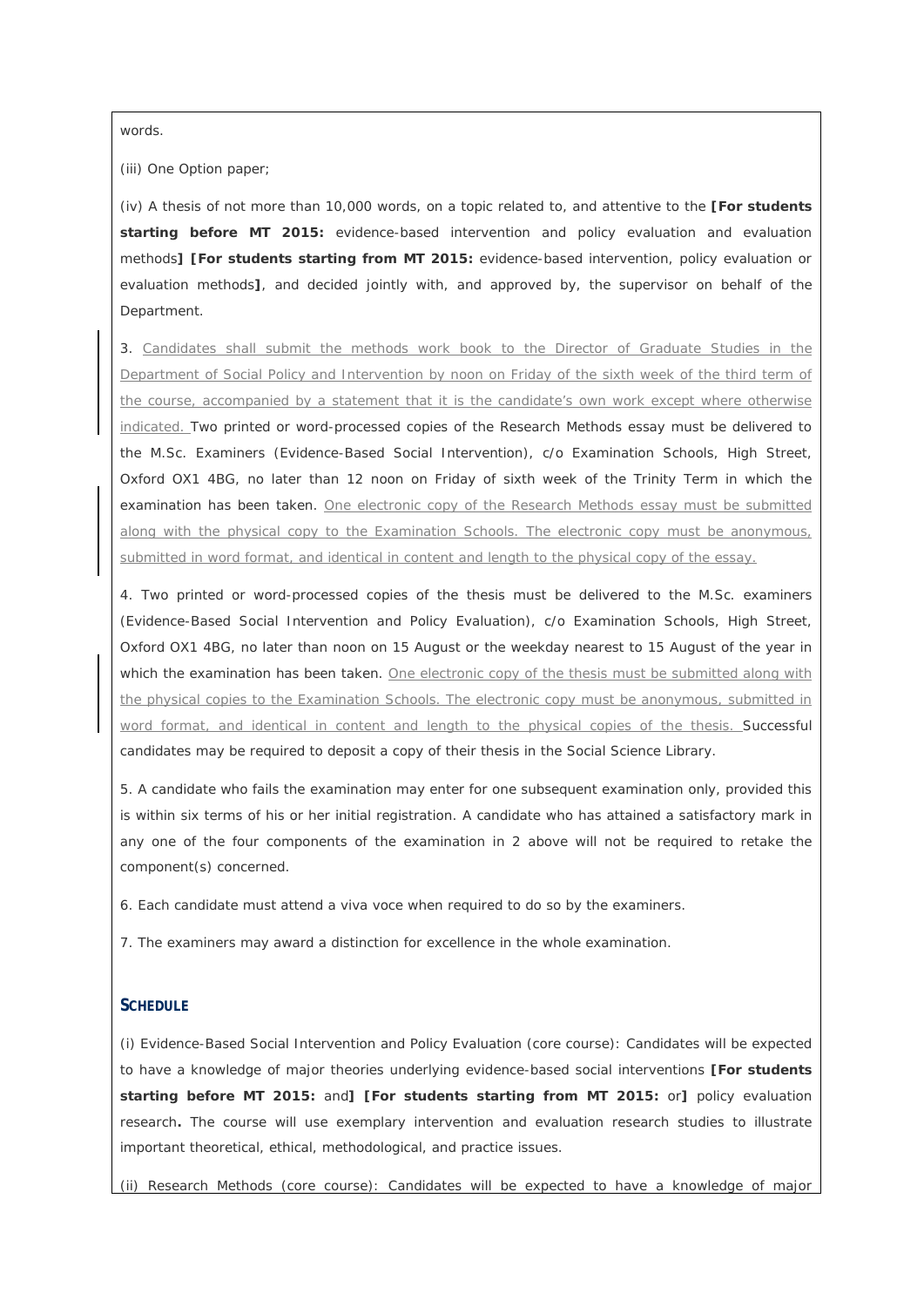words.

(iii) One Option paper;

(iv) A thesis of not more than 10,000 words, on a topic related to, and attentive to the **[For students starting before MT 2015:** evidence-based intervention and policy evaluation and evaluation methods**] [For students starting from MT 2015:** evidence-based intervention, policy evaluation or evaluation methods**]**, and decided jointly with, and approved by, the supervisor on behalf of the Department.

3. Candidates shall submit the methods work book to the Director of Graduate Studies in the Department of Social Policy and Intervention by noon on Friday of the sixth week of the third term of the course, accompanied by a statement that it is the candidate's own work except where otherwise indicated. Two printed or word-processed copies of the Research Methods essay must be delivered to the M.Sc. Examiners (Evidence-Based Social Intervention), c/o Examination Schools, High Street, Oxford OX1 4BG, no later than 12 noon on Friday of sixth week of the Trinity Term in which the examination has been taken. One electronic copy of the Research Methods essay must be submitted along with the physical copy to the Examination Schools. The electronic copy must be anonymous, submitted in word format, and identical in content and length to the physical copy of the essay.

4. Two printed or word-processed copies of the thesis must be delivered to the M.Sc. examiners (Evidence-Based Social Intervention and Policy Evaluation), c/o Examination Schools, High Street, Oxford OX1 4BG, no later than noon on 15 August or the weekday nearest to 15 August of the year in which the examination has been taken. One electronic copy of the thesis must be submitted along with the physical copies to the Examination Schools. The electronic copy must be anonymous, submitted in word format, and identical in content and length to the physical copies of the thesis. Successful candidates may be required to deposit a copy of their thesis in the Social Science Library.

5. A candidate who fails the examination may enter for one subsequent examination only, provided this is within six terms of his or her initial registration. A candidate who has attained a satisfactory mark in any one of the four components of the examination in 2 above will not be required to retake the component(s) concerned.

6. Each candidate must attend a viva voce when required to do so by the examiners.

7. The examiners may award a distinction for excellence in the whole examination.

## SCHEDULE

(i) Evidence-Based Social Intervention and Policy Evaluation (core course): Candidates will be expected to have a knowledge of major theories underlying evidence-based social interventions **[For students starting before MT 2015:** and**] [For students starting from MT 2015:** or**]** policy evaluation research**.** The course will use exemplary intervention and evaluation research studies to illustrate important theoretical, ethical, methodological, and practice issues.

(ii) Research Methods (core course): Candidates will be expected to have a knowledge of major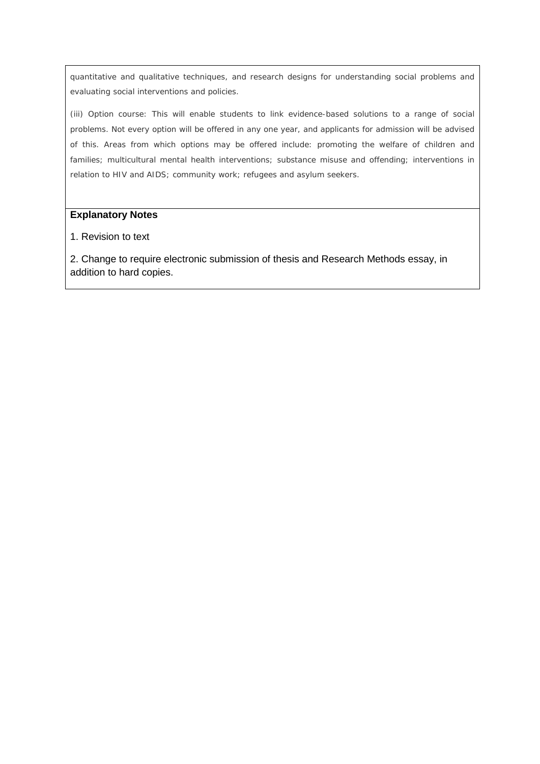quantitative and qualitative techniques, and research designs for understanding social problems and evaluating social interventions and policies.

(iii) Option course: This will enable students to link evidence-based solutions to a range of social problems. Not every option will be offered in any one year, and applicants for admission will be advised of this. Areas from which options may be offered include: promoting the welfare of children and families; multicultural mental health interventions; substance misuse and offending; interventions in relation to HIV and AIDS; community work; refugees and asylum seekers.

**Explanatory Notes**

1. Revision to text

2. Change to require electronic submission of thesis and Research Methods essay, in addition to hard copies.